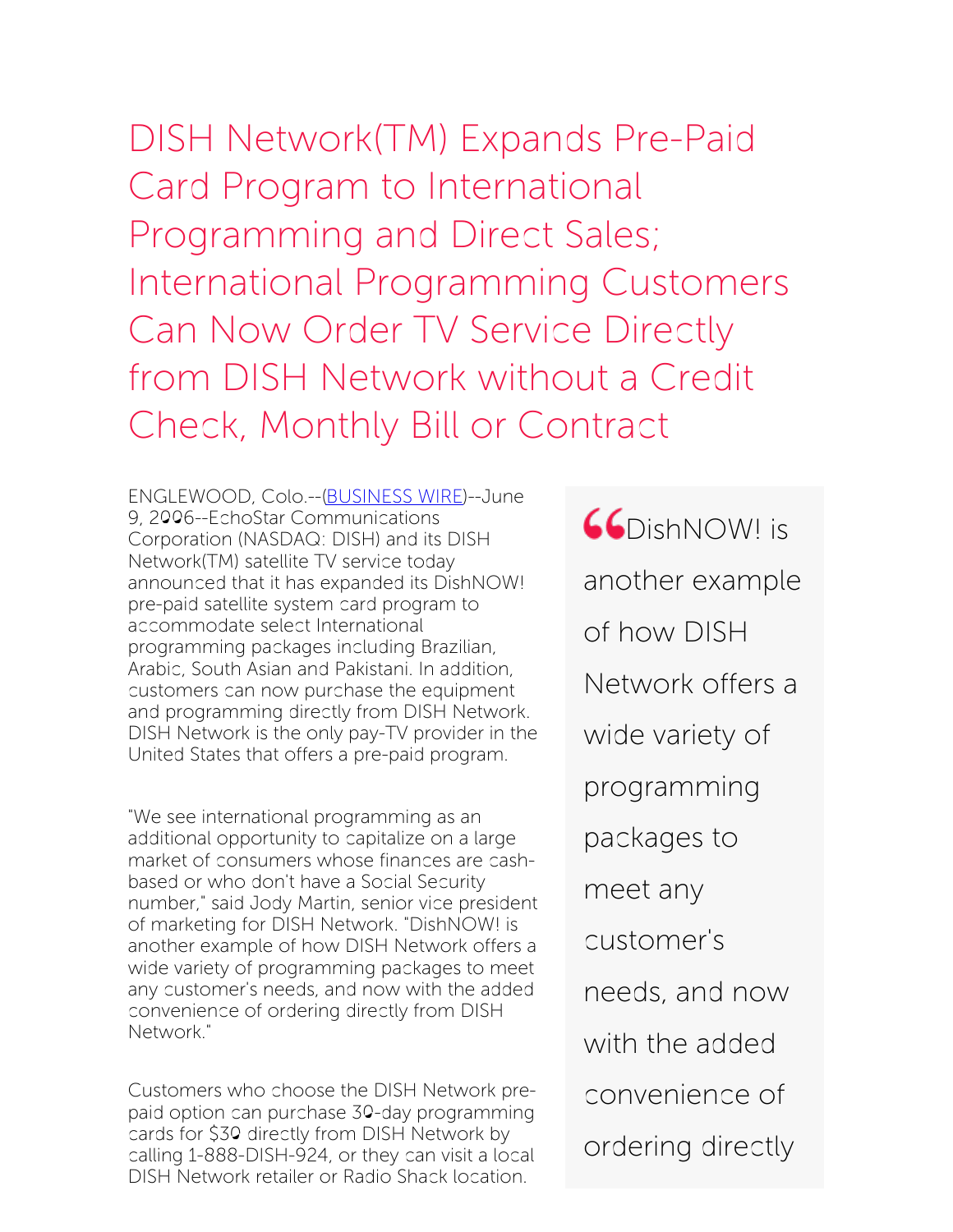# DISH Network(TM) Expands Pre-Paid Card Program to International Programming and Direct Sales; International Programming Customers Can Now Order TV Service Directly from DISH Network without a Credit Check, Monthly Bill or Contract

ENGLEWOOD, Colo.--(BUSINESS WIRE)--June 9, 2006--EchoStar Communications Corporation (NASDAQ: DISH) and its DISH Network(TM) satellite TV service today announced that it has expanded its DishNOW! pre-paid satellite system card program to accommodate select International programming packages including Brazilian, Arabic, South Asian and Pakistani. In addition, customers can now purchase the equipment and programming directly from DISH Network. DISH Network is the only pay-TV provider in the United States that offers a pre-paid program.

"We see international programming as an additional opportunity to capitalize on a large market of consumers whose finances are cash-based or who don't have a Social Security number," said Jody Martin, senior vice president of marketing for DISH Network. "DishNOW! is another example of how DISH Network offers a wide variety of programming packages to meet any customer's needs, and now with the added convenience of ordering directly from DISH Network."

> DishNOW! is another example of how DISH Network offers a wide variety of programming packages to meet any customer's needs, and now with the added convenience of ordering directly

Customers who choose the DISH Network pre-paid option can purchase 30-day programming cards for $30 directly from DISH Network by calling 1-888-DISH-924, or they can visit a local DISH Network retailer or Radio Shack location.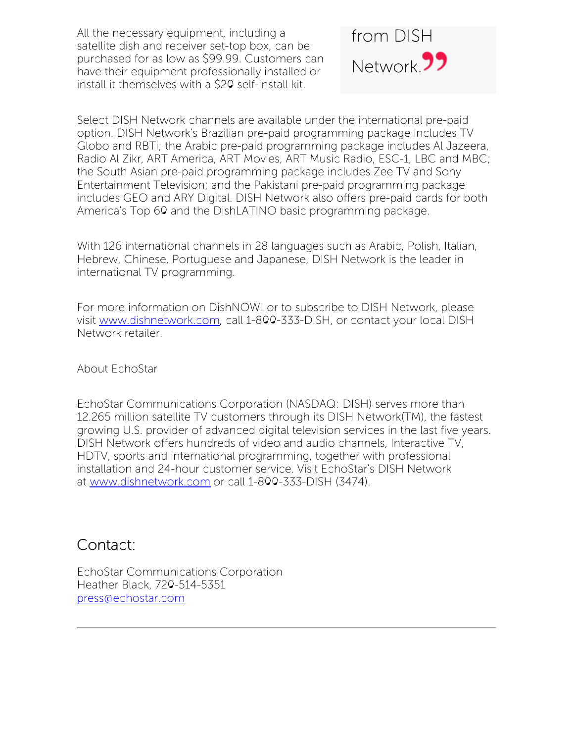All the necessary equipment, including a satellite dish and receiver set-top box, can be purchased for as low as $99.99. Customers can have their equipment professionally installed or install it themselves with a $20 self-install kit.

from DISH Network.

Select DISH Network channels are available under the international pre-paid option. DISH Network's Brazilian pre-paid programming package includes TV Globo and RBTi; the Arabic pre-paid programming package includes Al Jazeera, Radio Al Zikr, ART America, ART Movies, ART Music Radio, ESC-1, LBC and MBC; the South Asian pre-paid programming package includes Zee TV and Sony Entertainment Television; and the Pakistani pre-paid programming package includes GEO and ARY Digital. DISH Network also offers pre-paid cards for both America's Top 60 and the DishLATINO basic programming package.

With 126 international channels in 28 languages such as Arabic, Polish, Italian, Hebrew, Chinese, Portuguese and Japanese, DISH Network is the leader in international TV programming.

For more information on DishNOW! or to subscribe to DISH Network, please visit www.dishnetwork.com, call 1-800-333-DISH, or contact your local DISH Network retailer.

About EchoStar

EchoStar Communications Corporation (NASDAQ: DISH) serves more than 12.265 million satellite TV customers through its DISH Network(TM), the fastest growing U.S. provider of advanced digital television services in the last five years. DISH Network offers hundreds of video and audio channels, Interactive TV, HDTV, sports and international programming, together with professional installation and 24-hour customer service. Visit EchoStar's DISH Network at www.dishnetwork.com or call 1-800-333-DISH (3474).

## Contact:

EchoStar Communications Corporation
Heather Black, 720-514-5351
press@echostar.com